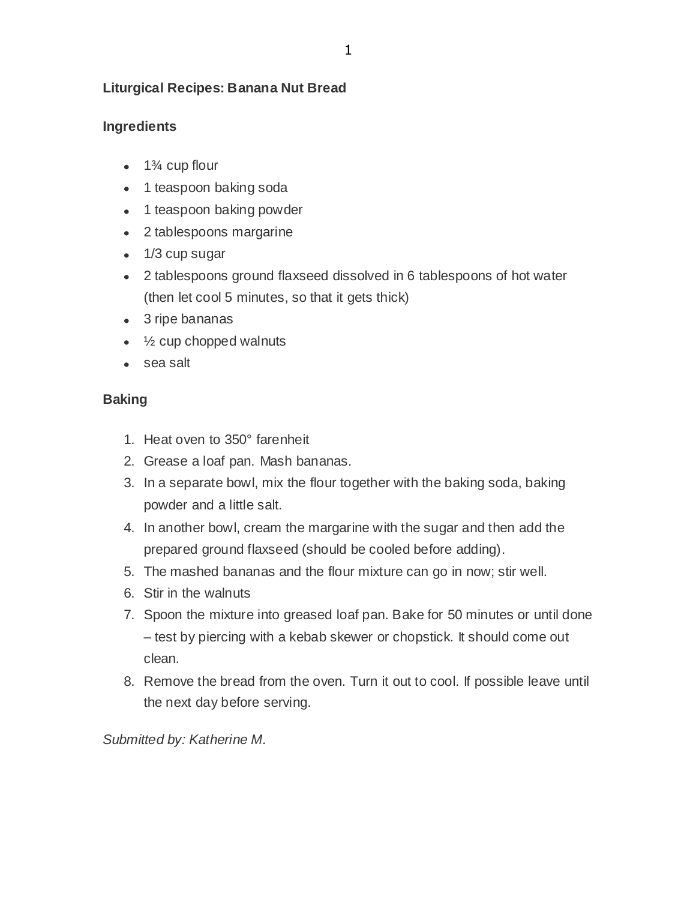**Liturgical Recipes: Banana Nut Bread**

**Ingredients**

- 1¾ cup flour
- 1 teaspoon baking soda
- 1 teaspoon baking powder
- 2 tablespoons margarine
- 1/3 cup sugar
- 2 tablespoons ground flaxseed dissolved in 6 tablespoons of hot water (then let cool 5 minutes, so that it gets thick)
- 3 ripe bananas
- ½ cup chopped walnuts
- sea salt

**Baking**

1. Heat oven to 350° farenheit
2. Grease a loaf pan. Mash bananas.
3. In a separate bowl, mix the flour together with the baking soda, baking powder and a little salt.
4. In another bowl, cream the margarine with the sugar and then add the prepared ground flaxseed (should be cooled before adding).
5. The mashed bananas and the flour mixture can go in now; stir well.
6. Stir in the walnuts
7. Spoon the mixture into greased loaf pan. Bake for 50 minutes or until done – test by piercing with a kebab skewer or chopstick. It should come out clean.
8. Remove the bread from the oven. Turn it out to cool. If possible leave until the next day before serving.

*Submitted by: Katherine M.*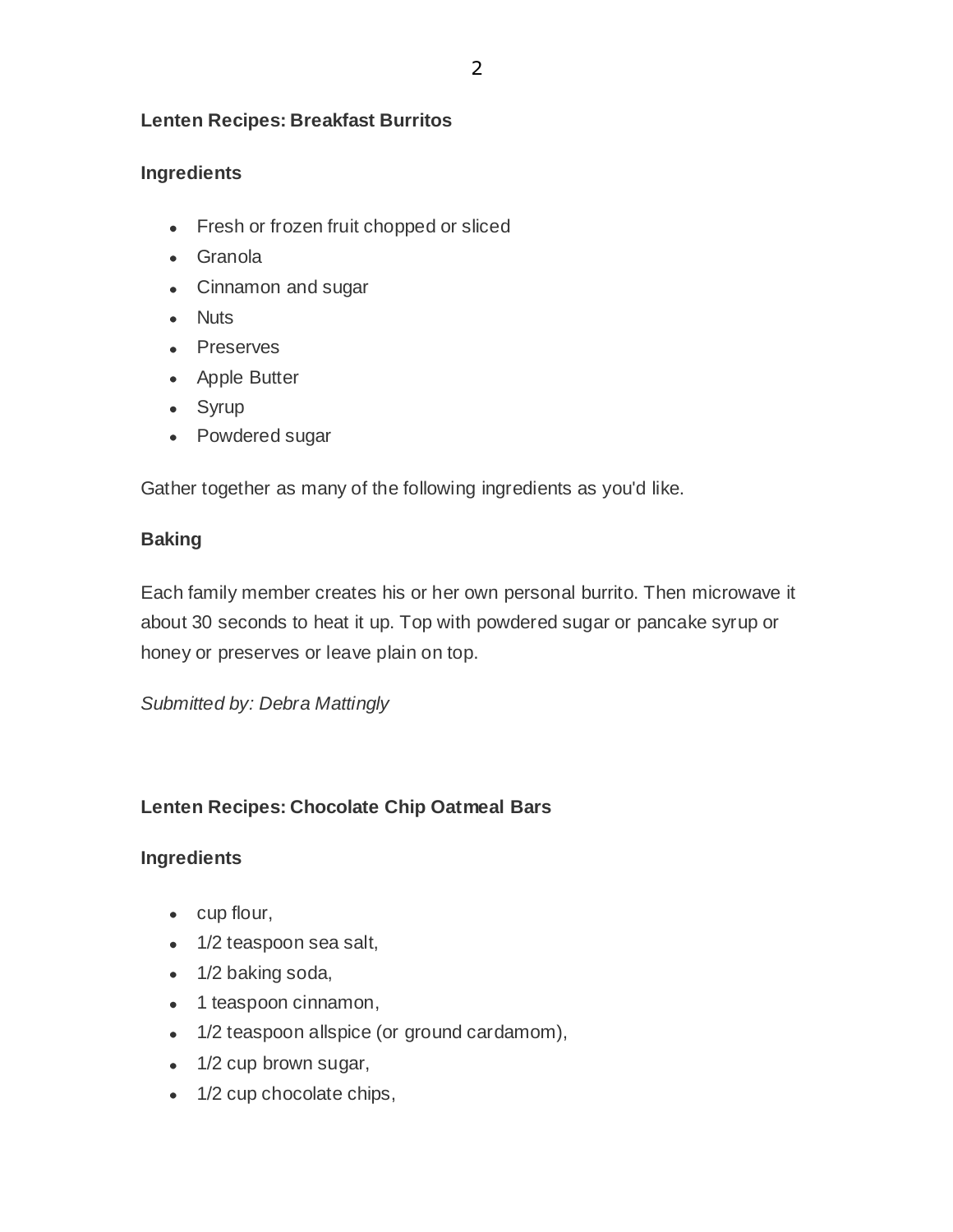**Lenten Recipes: Breakfast Burritos**

**Ingredients**

- Fresh or frozen fruit chopped or sliced
- Granola
- Cinnamon and sugar
- Nuts
- Preserves
- Apple Butter
- Syrup
- Powdered sugar

Gather together as many of the following ingredients as you'd like.

**Baking**

Each family member creates his or her own personal burrito. Then microwave it about 30 seconds to heat it up. Top with powdered sugar or pancake syrup or honey or preserves or leave plain on top.

*Submitted by: Debra Mattingly*

**Lenten Recipes: Chocolate Chip Oatmeal Bars**

**Ingredients**

- cup flour,
- 1/2 teaspoon sea salt,
- 1/2 baking soda,
- 1 teaspoon cinnamon,
- 1/2 teaspoon allspice (or ground cardamom),
- 1/2 cup brown sugar,
- 1/2 cup chocolate chips,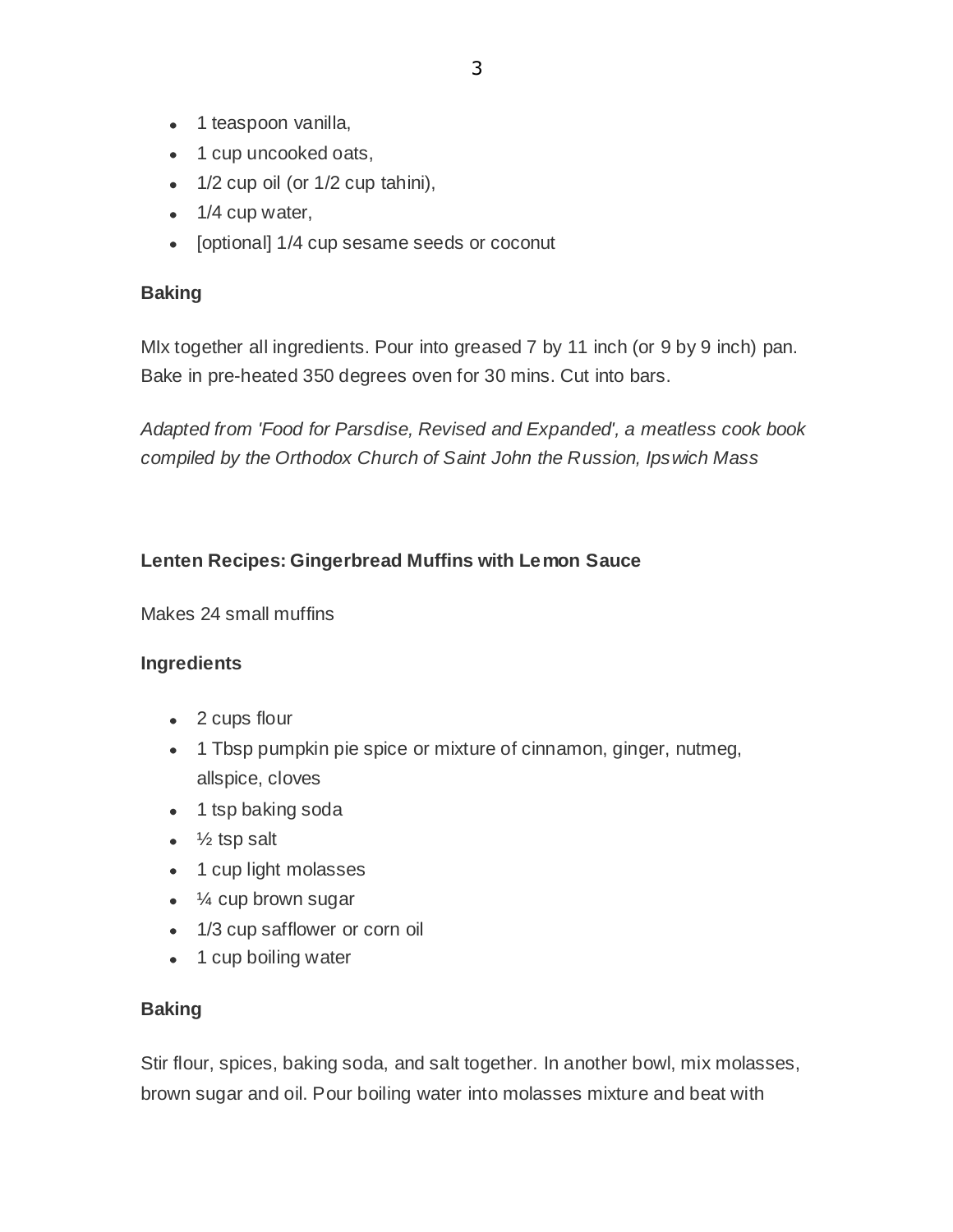- 1 teaspoon vanilla,
- 1 cup uncooked oats,
- 1/2 cup oil (or 1/2 cup tahini),
- 1/4 cup water,
- [optional] 1/4 cup sesame seeds or coconut

**Baking**

MIx together all ingredients. Pour into greased 7 by 11 inch (or 9 by 9 inch) pan. Bake in pre-heated 350 degrees oven for 30 mins. Cut into bars.

*Adapted from 'Food for Parsdise, Revised and Expanded', a meatless cook book compiled by the Orthodox Church of Saint John the Russion, Ipswich Mass*

**Lenten Recipes: Gingerbread Muffins with Lemon Sauce**

Makes 24 small muffins

**Ingredients**

- 2 cups flour
- 1 Tbsp pumpkin pie spice or mixture of cinnamon, ginger, nutmeg, allspice, cloves
- 1 tsp baking soda
- ½ tsp salt
- 1 cup light molasses
- ¼ cup brown sugar
- 1/3 cup safflower or corn oil
- 1 cup boiling water

**Baking**

Stir flour, spices, baking soda, and salt together. In another bowl, mix molasses, brown sugar and oil. Pour boiling water into molasses mixture and beat with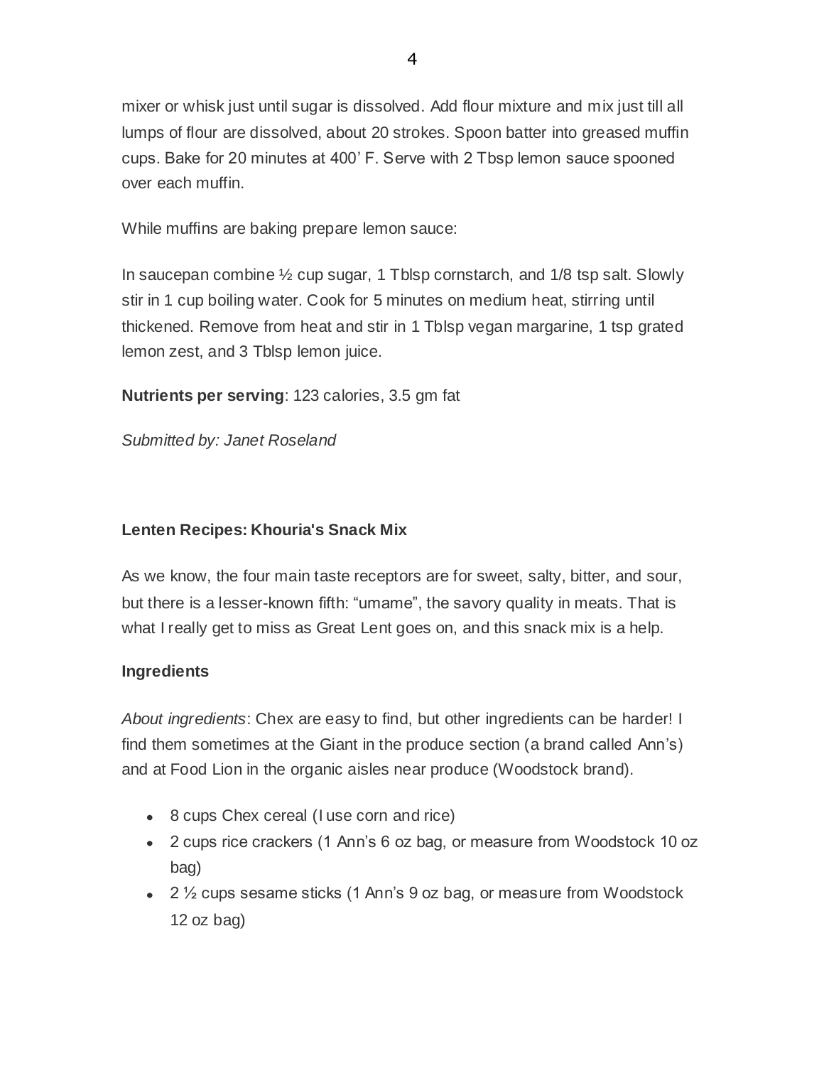mixer or whisk just until sugar is dissolved. Add flour mixture and mix just till all lumps of flour are dissolved, about 20 strokes. Spoon batter into greased muffin cups. Bake for 20 minutes at 400' F. Serve with 2 Tbsp lemon sauce spooned over each muffin.

While muffins are baking prepare lemon sauce:

In saucepan combine ½ cup sugar, 1 Tblsp cornstarch, and 1/8 tsp salt. Slowly stir in 1 cup boiling water. Cook for 5 minutes on medium heat, stirring until thickened. Remove from heat and stir in 1 Tblsp vegan margarine, 1 tsp grated lemon zest, and 3 Tblsp lemon juice.

**Nutrients per serving**: 123 calories, 3.5 gm fat

*Submitted by: Janet Roseland*

### Lenten Recipes: Khouria's Snack Mix

As we know, the four main taste receptors are for sweet, salty, bitter, and sour, but there is a lesser-known fifth: "umame", the savory quality in meats. That is what I really get to miss as Great Lent goes on, and this snack mix is a help.

#### Ingredients

*About ingredients*: Chex are easy to find, but other ingredients can be harder! I find them sometimes at the Giant in the produce section (a brand called Ann's) and at Food Lion in the organic aisles near produce (Woodstock brand).

- 8 cups Chex cereal (I use corn and rice)
- 2 cups rice crackers (1 Ann's 6 oz bag, or measure from Woodstock 10 oz bag)
- 2 ½ cups sesame sticks (1 Ann's 9 oz bag, or measure from Woodstock 12 oz bag)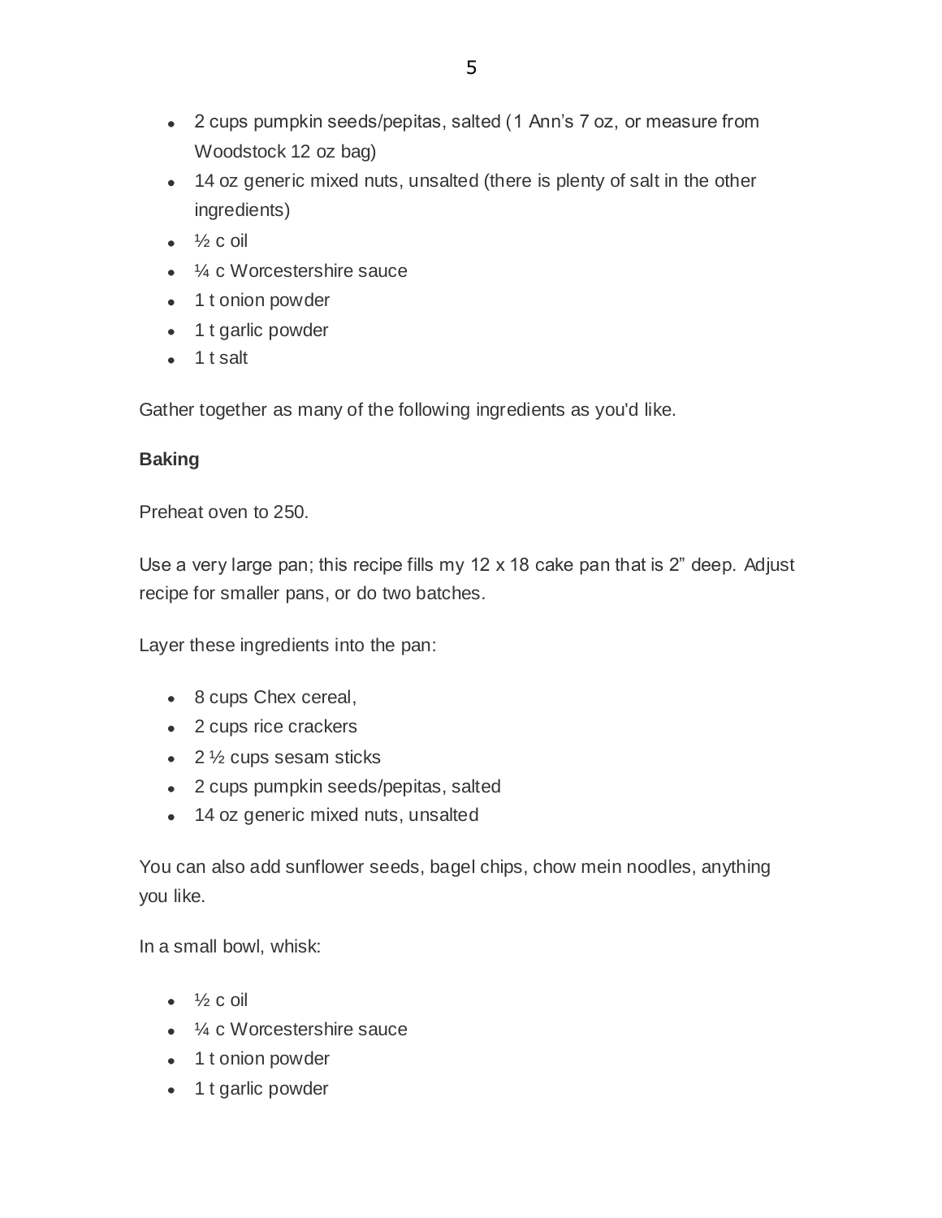- 2 cups pumpkin seeds/pepitas, salted (1 Ann's 7 oz, or measure from Woodstock 12 oz bag)
- 14 oz generic mixed nuts, unsalted (there is plenty of salt in the other ingredients)
- ½ c oil
- ¼ c Worcestershire sauce
- 1 t onion powder
- 1 t garlic powder
- 1 t salt

Gather together as many of the following ingredients as you'd like.

**Baking**

Preheat oven to 250.

Use a very large pan; this recipe fills my 12 x 18 cake pan that is 2" deep. Adjust recipe for smaller pans, or do two batches.

Layer these ingredients into the pan:

- 8 cups Chex cereal,
- 2 cups rice crackers
- 2 ½ cups sesam sticks
- 2 cups pumpkin seeds/pepitas, salted
- 14 oz generic mixed nuts, unsalted

You can also add sunflower seeds, bagel chips, chow mein noodles, anything you like.

In a small bowl, whisk:

- ½ c oil
- ¼ c Worcestershire sauce
- 1 t onion powder
- 1 t garlic powder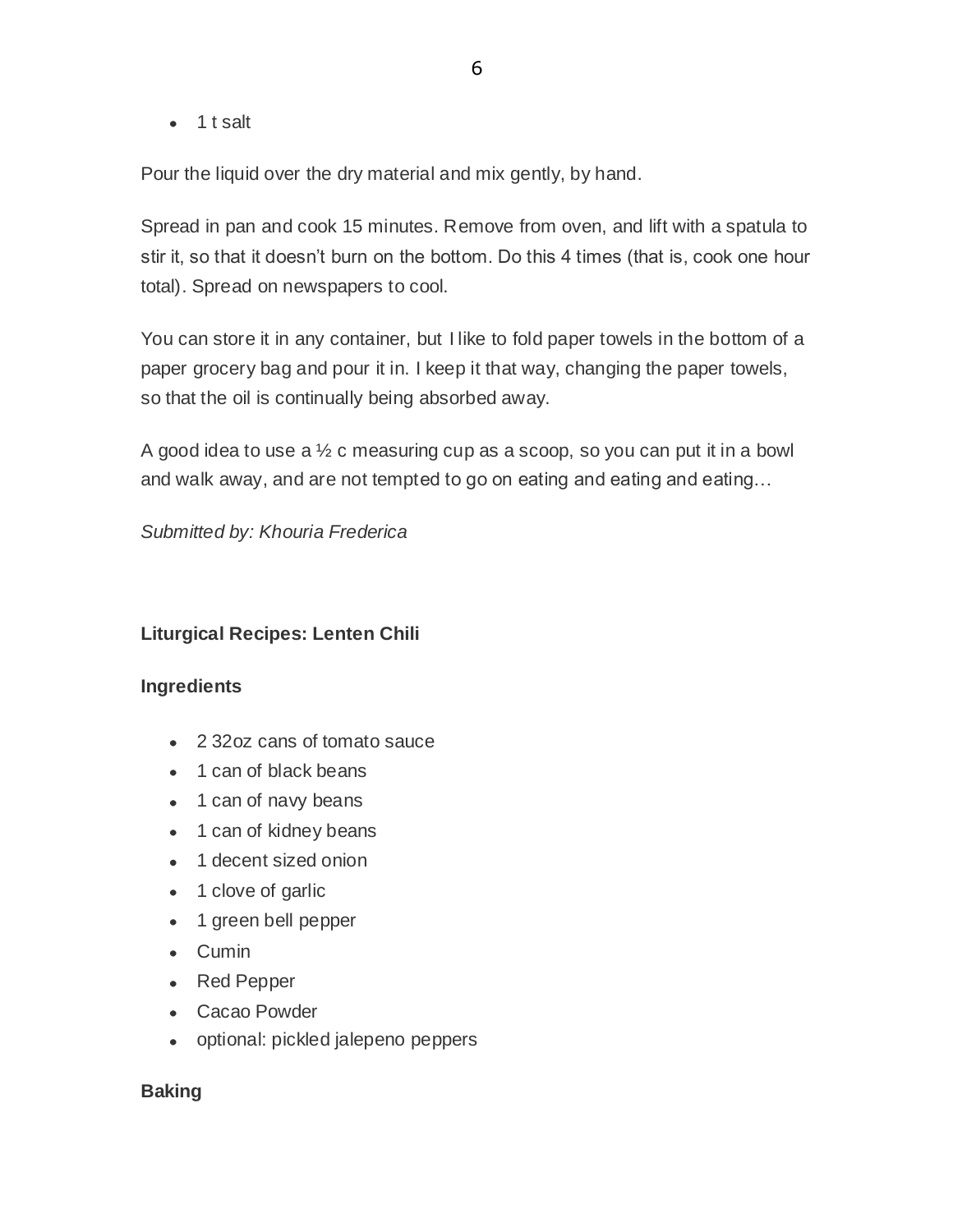- 1 t salt

Pour the liquid over the dry material and mix gently, by hand.

Spread in pan and cook 15 minutes. Remove from oven, and lift with a spatula to stir it, so that it doesn't burn on the bottom. Do this 4 times (that is, cook one hour total). Spread on newspapers to cool.

You can store it in any container, but I like to fold paper towels in the bottom of a paper grocery bag and pour it in. I keep it that way, changing the paper towels, so that the oil is continually being absorbed away.

A good idea to use a ½ c measuring cup as a scoop, so you can put it in a bowl and walk away, and are not tempted to go on eating and eating and eating…

*Submitted by: Khouria Frederica*

**Liturgical Recipes: Lenten Chili**

**Ingredients**

- 2 32oz cans of tomato sauce
- 1 can of black beans
- 1 can of navy beans
- 1 can of kidney beans
- 1 decent sized onion
- 1 clove of garlic
- 1 green bell pepper
- Cumin
- Red Pepper
- Cacao Powder
- optional: pickled jalepeno peppers

**Baking**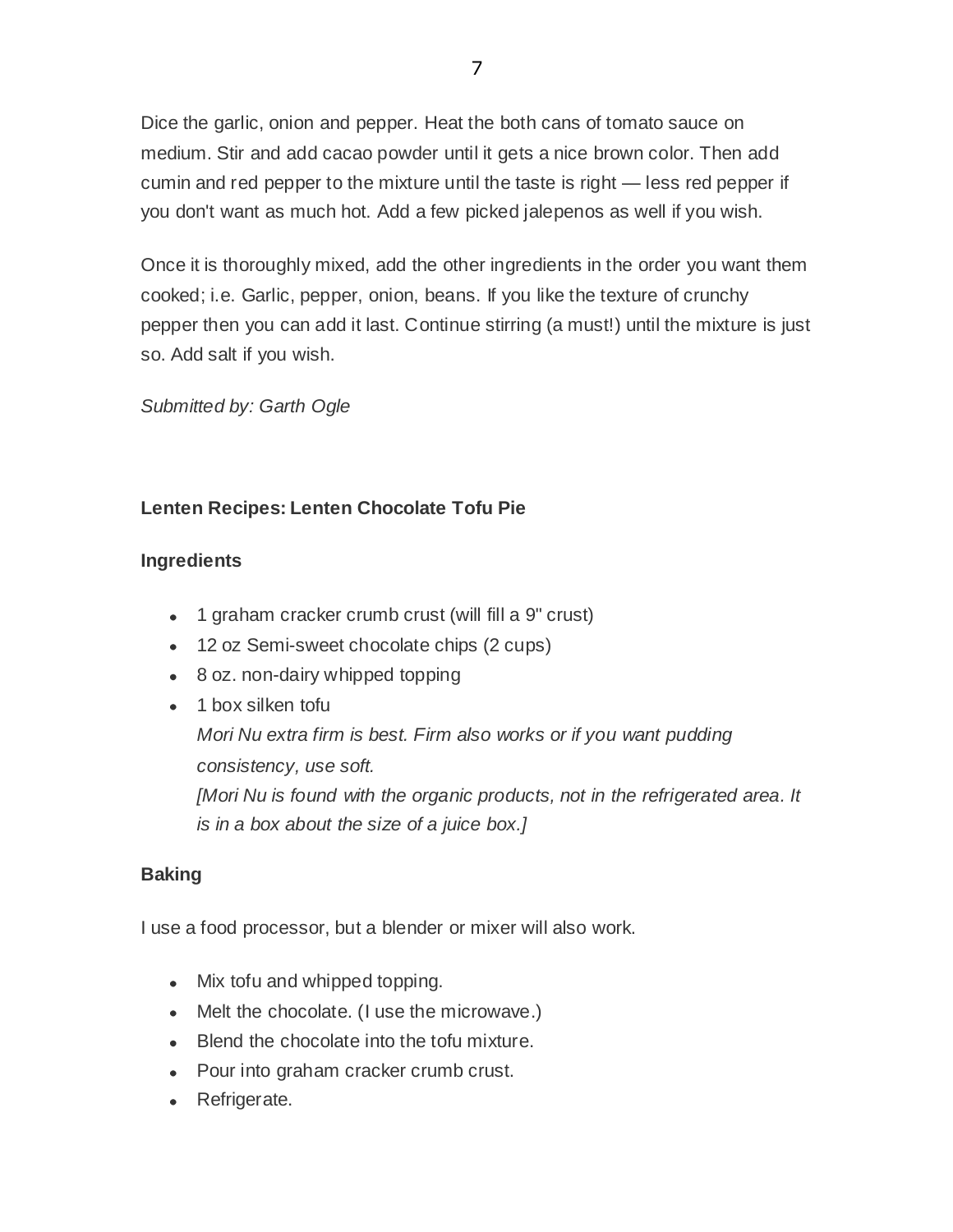Dice the garlic, onion and pepper. Heat the both cans of tomato sauce on medium. Stir and add cacao powder until it gets a nice brown color. Then add cumin and red pepper to the mixture until the taste is right — less red pepper if you don't want as much hot. Add a few picked jalepenos as well if you wish.

Once it is thoroughly mixed, add the other ingredients in the order you want them cooked; i.e. Garlic, pepper, onion, beans. If you like the texture of crunchy pepper then you can add it last. Continue stirring (a must!) until the mixture is just so. Add salt if you wish.

*Submitted by: Garth Ogle*

**Lenten Recipes: Lenten Chocolate Tofu Pie**

**Ingredients**

- 1 graham cracker crumb crust (will fill a 9" crust)
- 12 oz Semi-sweet chocolate chips (2 cups)
- 8 oz. non-dairy whipped topping
- 1 box silken tofu
  *Mori Nu extra firm is best. Firm also works or if you want pudding consistency, use soft.*
  *[Mori Nu is found with the organic products, not in the refrigerated area. It is in a box about the size of a juice box.]*

**Baking**

I use a food processor, but a blender or mixer will also work.

- Mix tofu and whipped topping.
- Melt the chocolate. (I use the microwave.)
- Blend the chocolate into the tofu mixture.
- Pour into graham cracker crumb crust.
- Refrigerate.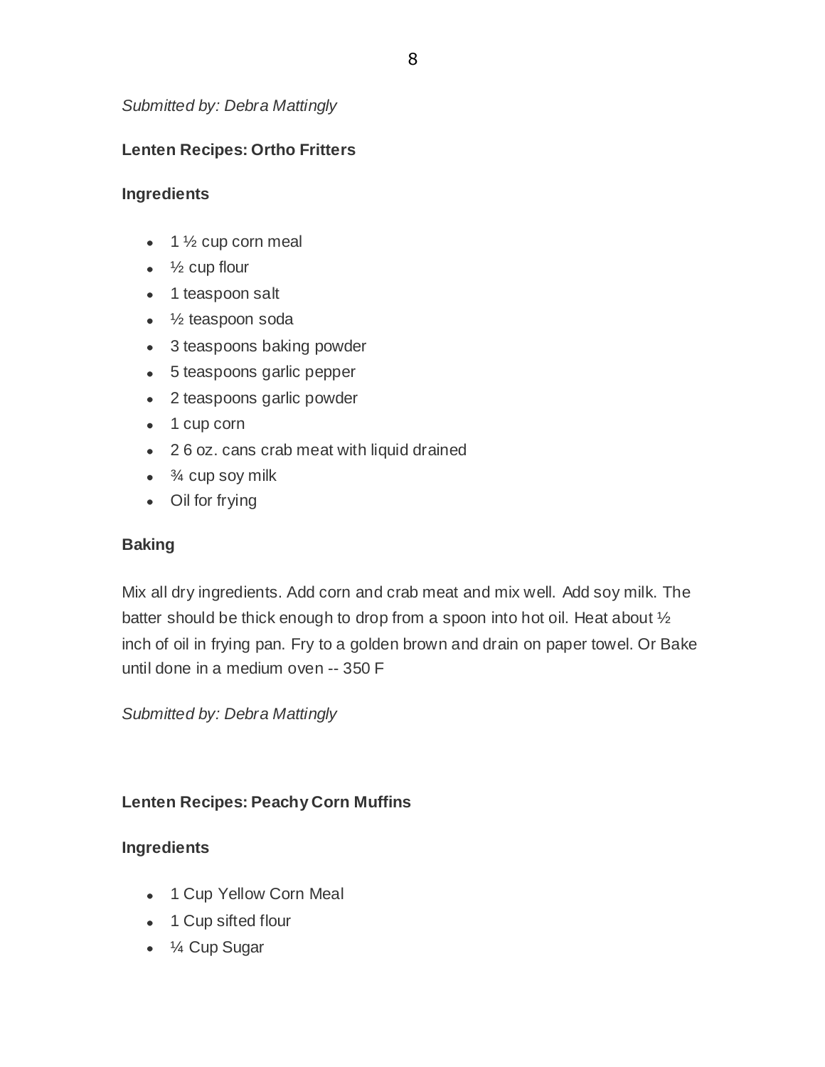*Submitted by: Debra Mattingly*

**Lenten Recipes: Ortho Fritters**

**Ingredients**

- 1 ½ cup corn meal
- ½ cup flour
- 1 teaspoon salt
- ½ teaspoon soda
- 3 teaspoons baking powder
- 5 teaspoons garlic pepper
- 2 teaspoons garlic powder
- 1 cup corn
- 2 6 oz. cans crab meat with liquid drained
- ¾ cup soy milk
- Oil for frying

**Baking**

Mix all dry ingredients. Add corn and crab meat and mix well. Add soy milk. The batter should be thick enough to drop from a spoon into hot oil. Heat about ½ inch of oil in frying pan. Fry to a golden brown and drain on paper towel. Or Bake until done in a medium oven -- 350 F

*Submitted by: Debra Mattingly*

**Lenten Recipes: Peachy Corn Muffins**

**Ingredients**

- 1 Cup Yellow Corn Meal
- 1 Cup sifted flour
- ¼ Cup Sugar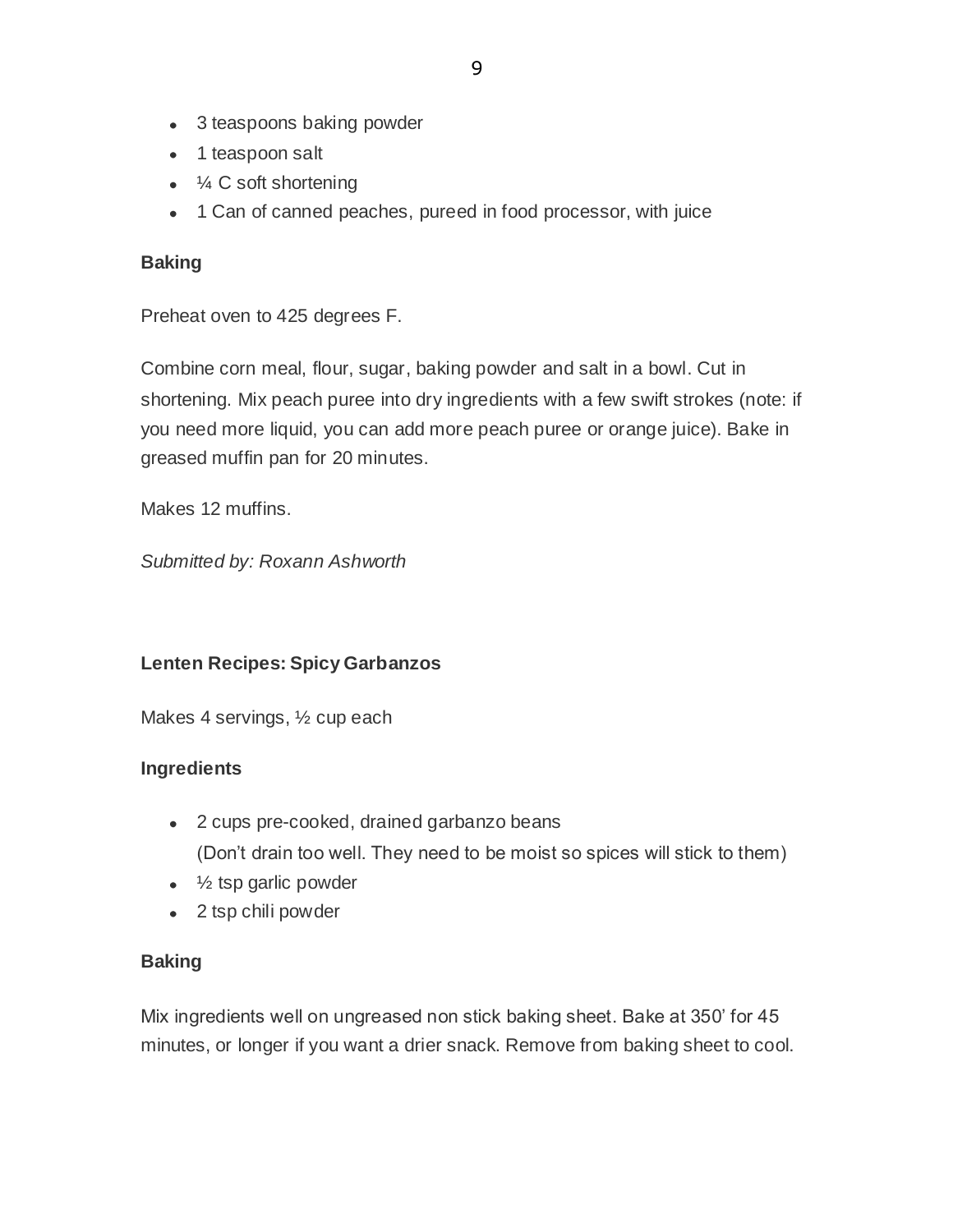- 3 teaspoons baking powder
- 1 teaspoon salt
- ¼ C soft shortening
- 1 Can of canned peaches, pureed in food processor, with juice

**Baking**

Preheat oven to 425 degrees F.

Combine corn meal, flour, sugar, baking powder and salt in a bowl. Cut in shortening. Mix peach puree into dry ingredients with a few swift strokes (note: if you need more liquid, you can add more peach puree or orange juice). Bake in greased muffin pan for 20 minutes.

Makes 12 muffins.

*Submitted by: Roxann Ashworth*

**Lenten Recipes: Spicy Garbanzos**

Makes 4 servings, ½ cup each

**Ingredients**

- 2 cups pre-cooked, drained garbanzo beans
  (Don't drain too well. They need to be moist so spices will stick to them)
- ½ tsp garlic powder
- 2 tsp chili powder

**Baking**

Mix ingredients well on ungreased non stick baking sheet. Bake at 350' for 45 minutes, or longer if you want a drier snack. Remove from baking sheet to cool.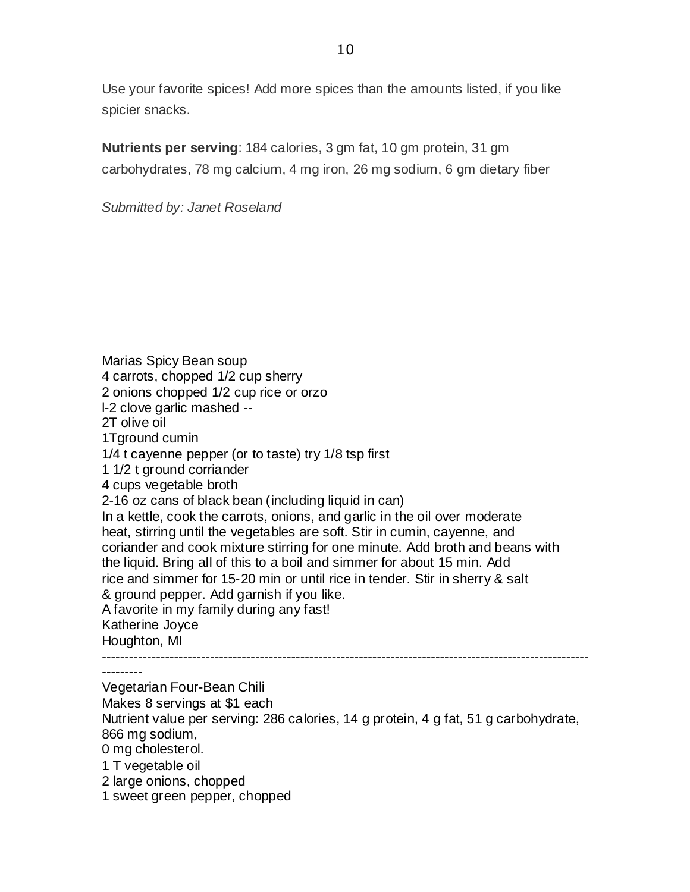Use your favorite spices! Add more spices than the amounts listed, if you like spicier snacks.

**Nutrients per serving**: 184 calories, 3 gm fat, 10 gm protein, 31 gm carbohydrates, 78 mg calcium, 4 mg iron, 26 mg sodium, 6 gm dietary fiber

*Submitted by: Janet Roseland*

Marias Spicy Bean soup
4 carrots, chopped 1/2 cup sherry
2 onions chopped 1/2 cup rice or orzo
l-2 clove garlic mashed --
2T olive oil
1Tground cumin
1/4 t cayenne pepper (or to taste) try 1/8 tsp first
1 1/2 t ground corriander
4 cups vegetable broth
2-16 oz cans of black bean (including liquid in can)
In a kettle, cook the carrots, onions, and garlic in the oil over moderate heat, stirring until the vegetables are soft. Stir in cumin, cayenne, and coriander and cook mixture stirring for one minute. Add broth and beans with the liquid. Bring all of this to a boil and simmer for about 15 min. Add rice and simmer for 15-20 min or until rice in tender. Stir in sherry & salt & ground pepper. Add garnish if you like.
A favorite in my family during any fast!
Katherine Joyce
Houghton, MI

---

Vegetarian Four-Bean Chili
Makes 8 servings at $1 each
Nutrient value per serving: 286 calories, 14 g protein, 4 g fat, 51 g carbohydrate, 866 mg sodium,
0 mg cholesterol.
1 T vegetable oil
2 large onions, chopped
1 sweet green pepper, chopped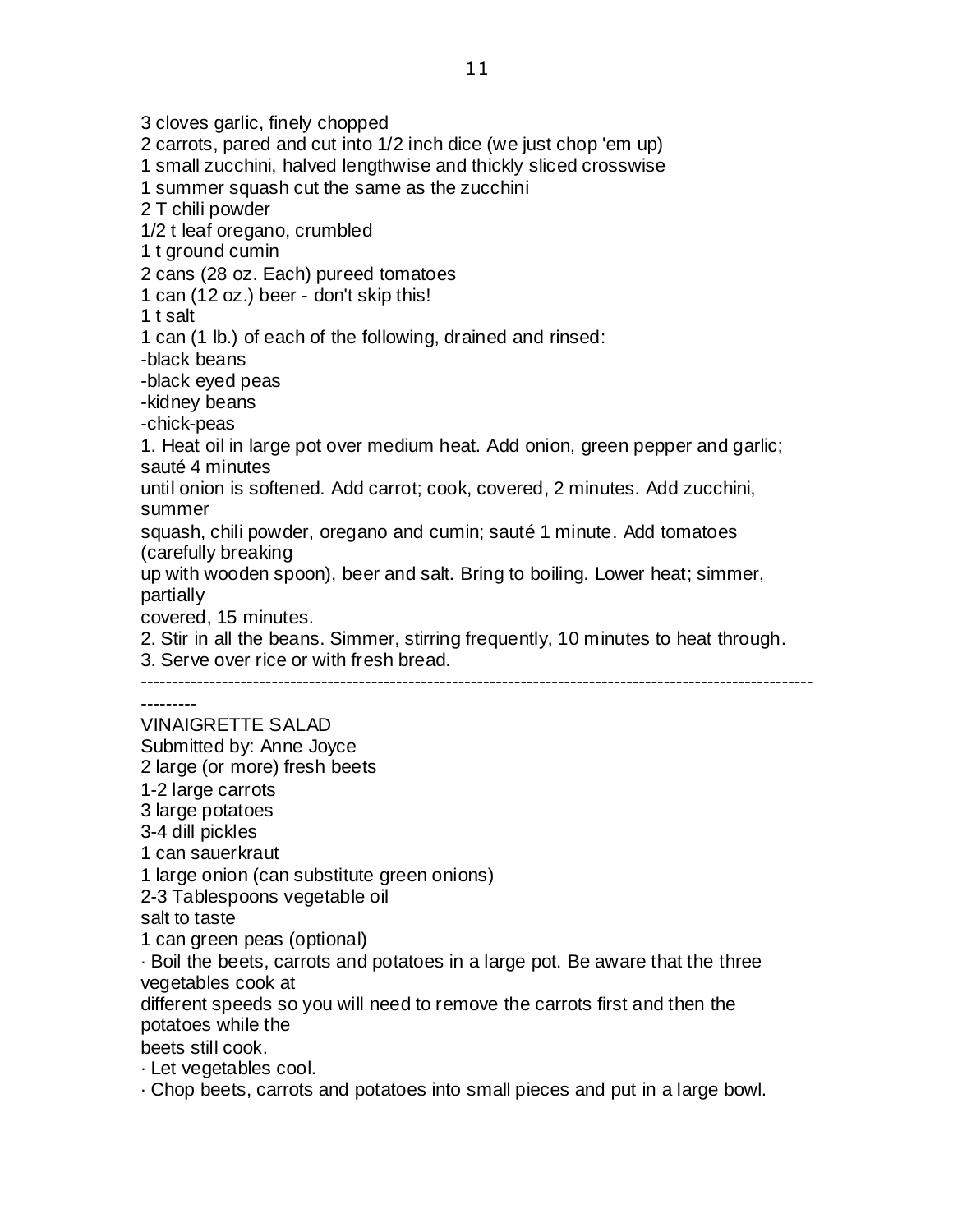3 cloves garlic, finely chopped
2 carrots, pared and cut into 1/2 inch dice (we just chop 'em up)
1 small zucchini, halved lengthwise and thickly sliced crosswise
1 summer squash cut the same as the zucchini
2 T chili powder
1/2 t leaf oregano, crumbled
1 t ground cumin
2 cans (28 oz. Each) pureed tomatoes
1 can (12 oz.) beer - don't skip this!
1 t salt
1 can (1 lb.) of each of the following, drained and rinsed:
-black beans
-black eyed peas
-kidney beans
-chick-peas

1. Heat oil in large pot over medium heat. Add onion, green pepper and garlic; sauté 4 minutes until onion is softened. Add carrot; cook, covered, 2 minutes. Add zucchini, summer squash, chili powder, oregano and cumin; sauté 1 minute. Add tomatoes (carefully breaking up with wooden spoon), beer and salt. Bring to boiling. Lower heat; simmer, partially covered, 15 minutes.
2. Stir in all the beans. Simmer, stirring frequently, 10 minutes to heat through.
3. Serve over rice or with fresh bread.

---

VINAIGRETTE SALAD
Submitted by: Anne Joyce
2 large (or more) fresh beets
1-2 large carrots
3 large potatoes
3-4 dill pickles
1 can sauerkraut
1 large onion (can substitute green onions)
2-3 Tablespoons vegetable oil
salt to taste
1 can green peas (optional)

· Boil the beets, carrots and potatoes in a large pot. Be aware that the three vegetables cook at different speeds so you will need to remove the carrots first and then the potatoes while the beets still cook.
· Let vegetables cool.
· Chop beets, carrots and potatoes into small pieces and put in a large bowl.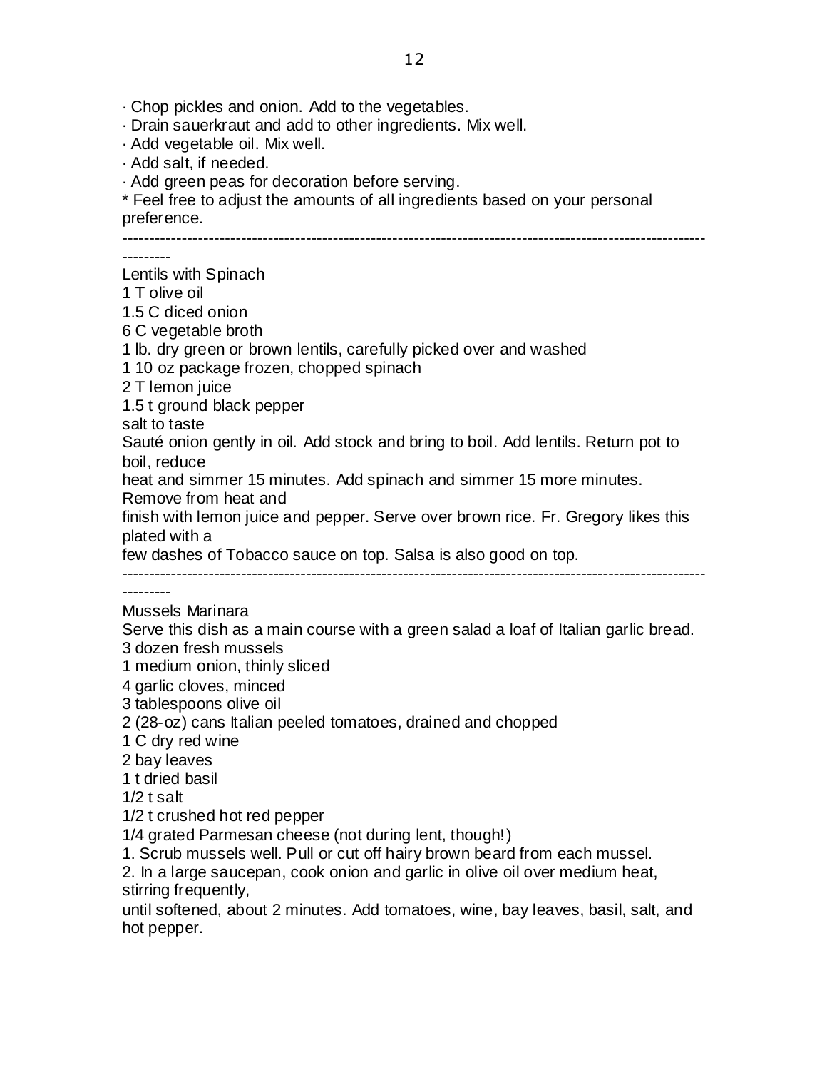· Chop pickles and onion. Add to the vegetables.
· Drain sauerkraut and add to other ingredients. Mix well.
· Add vegetable oil. Mix well.
· Add salt, if needed.
· Add green peas for decoration before serving.
* Feel free to adjust the amounts of all ingredients based on your personal preference.

---

Lentils with Spinach

1 T olive oil
1.5 C diced onion
6 C vegetable broth
1 lb. dry green or brown lentils, carefully picked over and washed
1 10 oz package frozen, chopped spinach
2 T lemon juice
1.5 t ground black pepper
salt to taste

Sauté onion gently in oil. Add stock and bring to boil. Add lentils. Return pot to boil, reduce heat and simmer 15 minutes. Add spinach and simmer 15 more minutes. Remove from heat and finish with lemon juice and pepper. Serve over brown rice. Fr. Gregory likes this plated with a few dashes of Tobacco sauce on top. Salsa is also good on top.

---

Mussels Marinara

Serve this dish as a main course with a green salad a loaf of Italian garlic bread.

3 dozen fresh mussels
1 medium onion, thinly sliced
4 garlic cloves, minced
3 tablespoons olive oil
2 (28-oz) cans Italian peeled tomatoes, drained and chopped
1 C dry red wine
2 bay leaves
1 t dried basil
1/2 t salt
1/2 t crushed hot red pepper
1/4 grated Parmesan cheese (not during lent, though!)

1. Scrub mussels well. Pull or cut off hairy brown beard from each mussel.
2. In a large saucepan, cook onion and garlic in olive oil over medium heat, stirring frequently, until softened, about 2 minutes. Add tomatoes, wine, bay leaves, basil, salt, and hot pepper.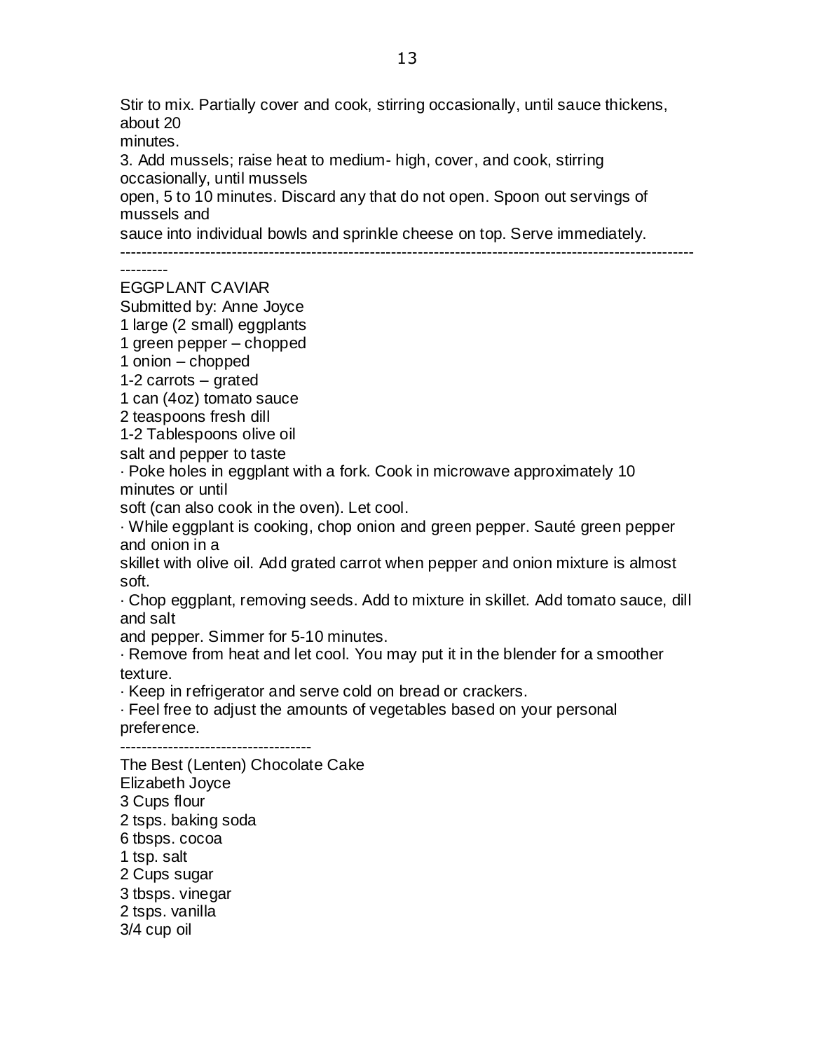Stir to mix. Partially cover and cook, stirring occasionally, until sauce thickens, about 20 minutes.

3. Add mussels; raise heat to medium- high, cover, and cook, stirring occasionally, until mussels open, 5 to 10 minutes. Discard any that do not open. Spoon out servings of mussels and sauce into individual bowls and sprinkle cheese on top. Serve immediately.

---

## EGGPLANT CAVIAR

Submitted by: Anne Joyce

1 large (2 small) eggplants
1 green pepper – chopped
1 onion – chopped
1-2 carrots – grated
1 can (4oz) tomato sauce
2 teaspoons fresh dill
1-2 Tablespoons olive oil
salt and pepper to taste

- Poke holes in eggplant with a fork. Cook in microwave approximately 10 minutes or until soft (can also cook in the oven). Let cool.
- While eggplant is cooking, chop onion and green pepper. Sauté green pepper and onion in a skillet with olive oil. Add grated carrot when pepper and onion mixture is almost soft.
- Chop eggplant, removing seeds. Add to mixture in skillet. Add tomato sauce, dill and salt and pepper. Simmer for 5-10 minutes.
- Remove from heat and let cool. You may put it in the blender for a smoother texture.
- Keep in refrigerator and serve cold on bread or crackers.
- Feel free to adjust the amounts of vegetables based on your personal preference.

---

## The Best (Lenten) Chocolate Cake

Elizabeth Joyce

3 Cups flour
2 tsps. baking soda
6 tbsps. cocoa
1 tsp. salt
2 Cups sugar
3 tbsps. vinegar
2 tsps. vanilla
3/4 cup oil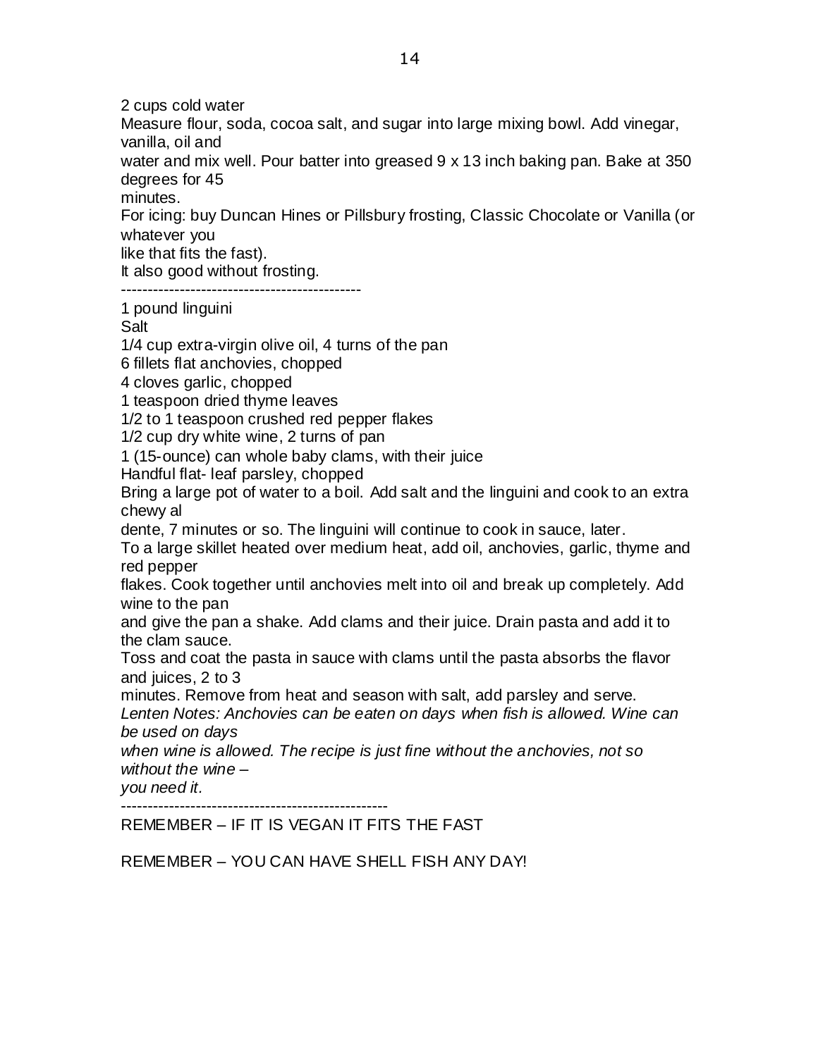2 cups cold water

Measure flour, soda, cocoa salt, and sugar into large mixing bowl. Add vinegar, vanilla, oil and water and mix well. Pour batter into greased 9 x 13 inch baking pan. Bake at 350 degrees for 45 minutes.

For icing: buy Duncan Hines or Pillsbury frosting, Classic Chocolate or Vanilla (or whatever you like that fits the fast).

It also good without frosting.

---

1 pound linguini
Salt
1/4 cup extra-virgin olive oil, 4 turns of the pan
6 fillets flat anchovies, chopped
4 cloves garlic, chopped
1 teaspoon dried thyme leaves
1/2 to 1 teaspoon crushed red pepper flakes
1/2 cup dry white wine, 2 turns of pan
1 (15-ounce) can whole baby clams, with their juice
Handful flat- leaf parsley, chopped

Bring a large pot of water to a boil. Add salt and the linguini and cook to an extra chewy al dente, 7 minutes or so. The linguini will continue to cook in sauce, later.

To a large skillet heated over medium heat, add oil, anchovies, garlic, thyme and red pepper flakes. Cook together until anchovies melt into oil and break up completely. Add wine to the pan and give the pan a shake. Add clams and their juice. Drain pasta and add it to the clam sauce.

Toss and coat the pasta in sauce with clams until the pasta absorbs the flavor and juices, 2 to 3 minutes. Remove from heat and season with salt, add parsley and serve.

*Lenten Notes: Anchovies can be eaten on days when fish is allowed. Wine can be used on days when wine is allowed. The recipe is just fine without the anchovies, not so without the wine – you need it.*

---

REMEMBER – IF IT IS VEGAN IT FITS THE FAST

REMEMBER – YOU CAN HAVE SHELL FISH ANY DAY!